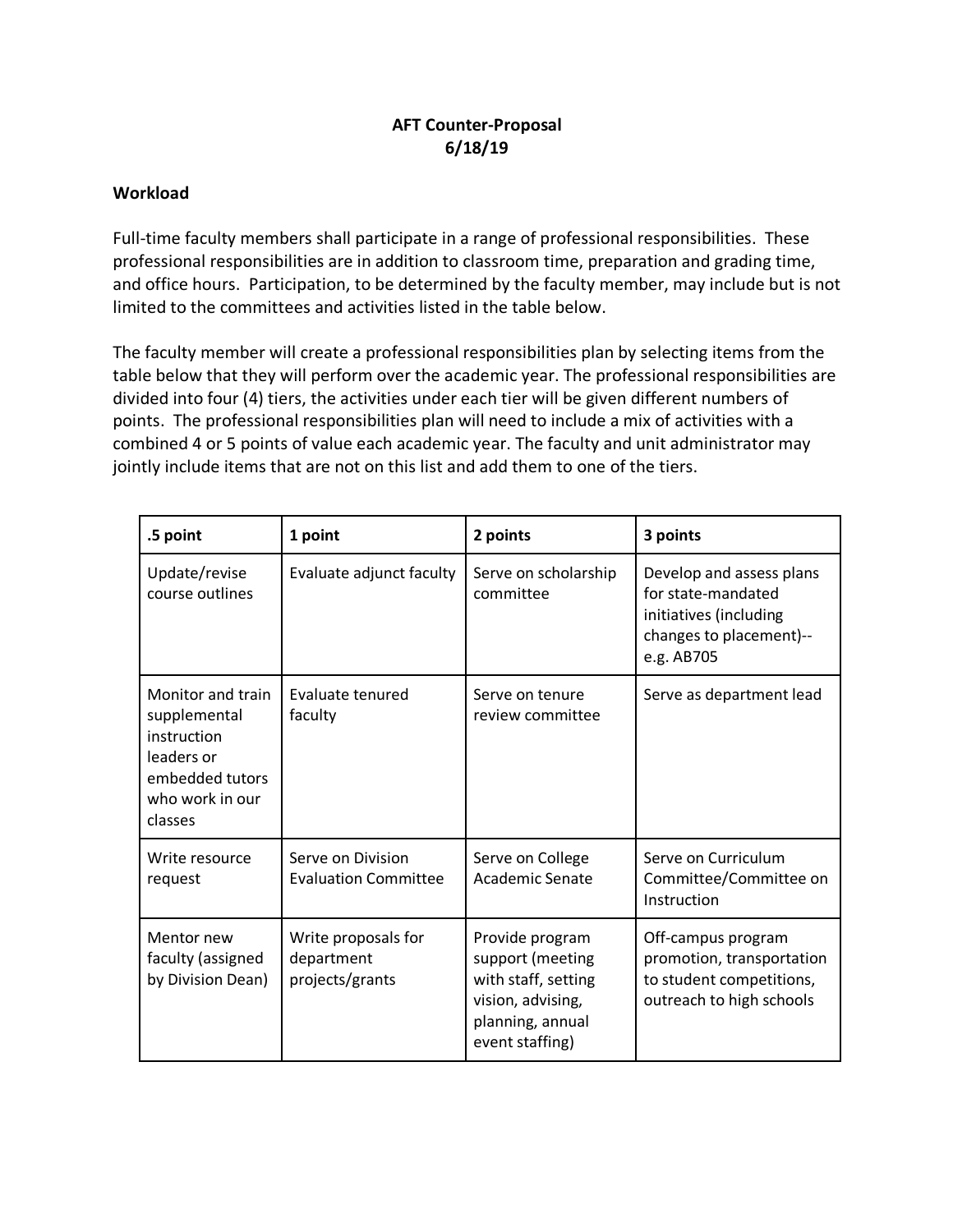# AFT Counter-Proposal
## 6/18/19

### Workload

Full-time faculty members shall participate in a range of professional responsibilities. These professional responsibilities are in addition to classroom time, preparation and grading time, and office hours. Participation, to be determined by the faculty member, may include but is not limited to the committees and activities listed in the table below.

The faculty member will create a professional responsibilities plan by selecting items from the table below that they will perform over the academic year. The professional responsibilities are divided into four (4) tiers, the activities under each tier will be given different numbers of points. The professional responsibilities plan will need to include a mix of activities with a combined 4 or 5 points of value each academic year. The faculty and unit administrator may jointly include items that are not on this list and add them to one of the tiers.

| .5 point | 1 point | 2 points | 3 points |
|---|---|---|---|
| Update/revise course outlines | Evaluate adjunct faculty | Serve on scholarship committee | Develop and assess plans for state-mandated initiatives (including changes to placement)--e.g. AB705 |
| Monitor and train supplemental instruction leaders or embedded tutors who work in our classes | Evaluate tenured faculty | Serve on tenure review committee | Serve as department lead |
| Write resource request | Serve on Division Evaluation Committee | Serve on College Academic Senate | Serve on Curriculum Committee/Committee on Instruction |
| Mentor new faculty (assigned by Division Dean) | Write proposals for department projects/grants | Provide program support (meeting with staff, setting vision, advising, planning, annual event staffing) | Off-campus program promotion, transportation to student competitions, outreach to high schools |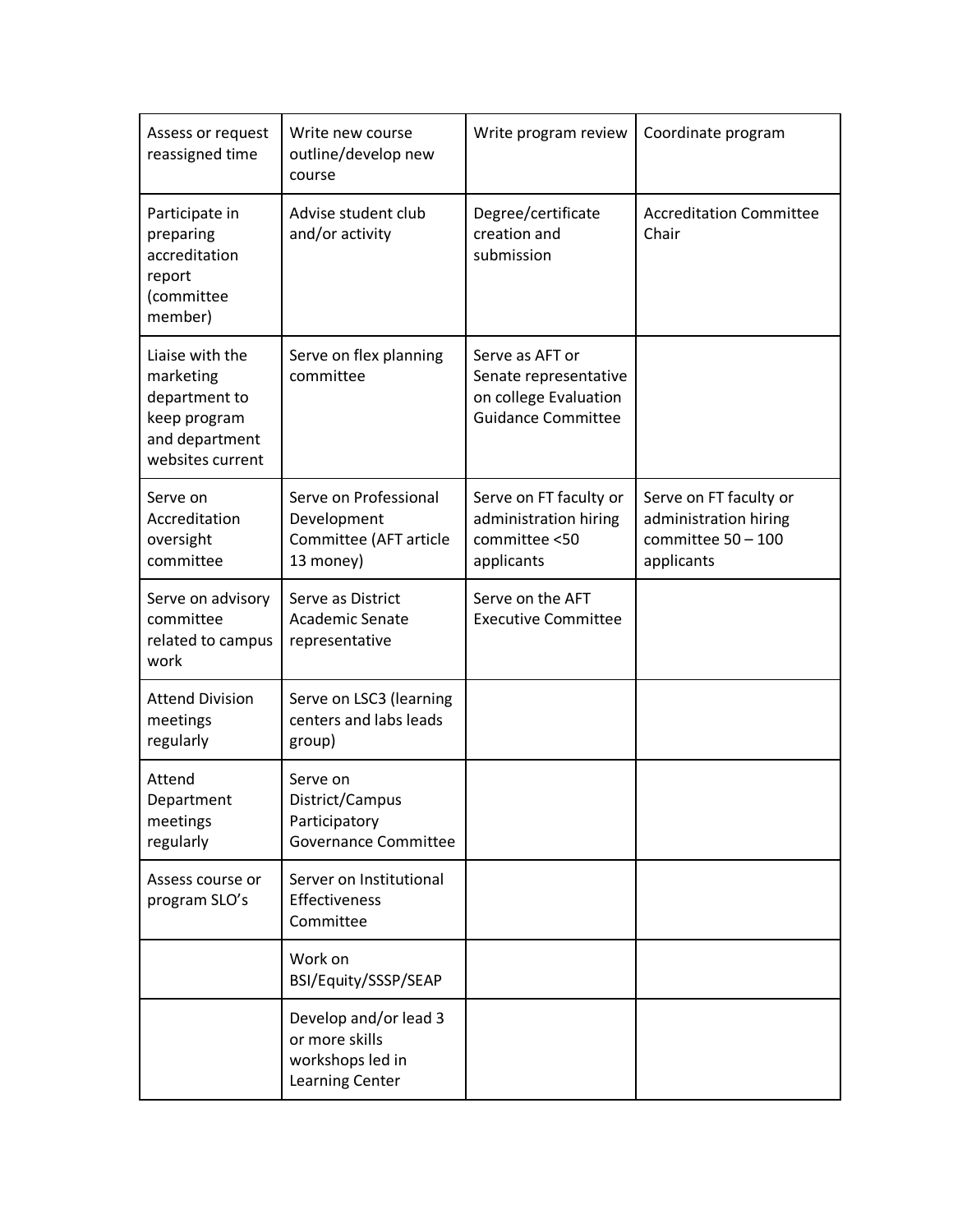| Assess or request reassigned time | Write new course outline/develop new course | Write program review | Coordinate program |
|---|---|---|---|
| Participate in preparing accreditation report (committee member) | Advise student club and/or activity | Degree/certificate creation and submission | Accreditation Committee Chair |
| Liaise with the marketing department to keep program and department websites current | Serve on flex planning committee | Serve as AFT or Senate representative on college Evaluation Guidance Committee | |
| Serve on Accreditation oversight committee | Serve on Professional Development Committee (AFT article 13 money) | Serve on FT faculty or administration hiring committee <50 applicants | Serve on FT faculty or administration hiring committee 50 – 100 applicants |
| Serve on advisory committee related to campus work | Serve as District Academic Senate representative | Serve on the AFT Executive Committee | |
| Attend Division meetings regularly | Serve on LSC3 (learning centers and labs leads group) | | |
| Attend Department meetings regularly | Serve on District/Campus Participatory Governance Committee | | |
| Assess course or program SLO's | Server on Institutional Effectiveness Committee | | |
| | Work on BSI/Equity/SSSP/SEAP | | |
| | Develop and/or lead 3 or more skills workshops led in Learning Center | | |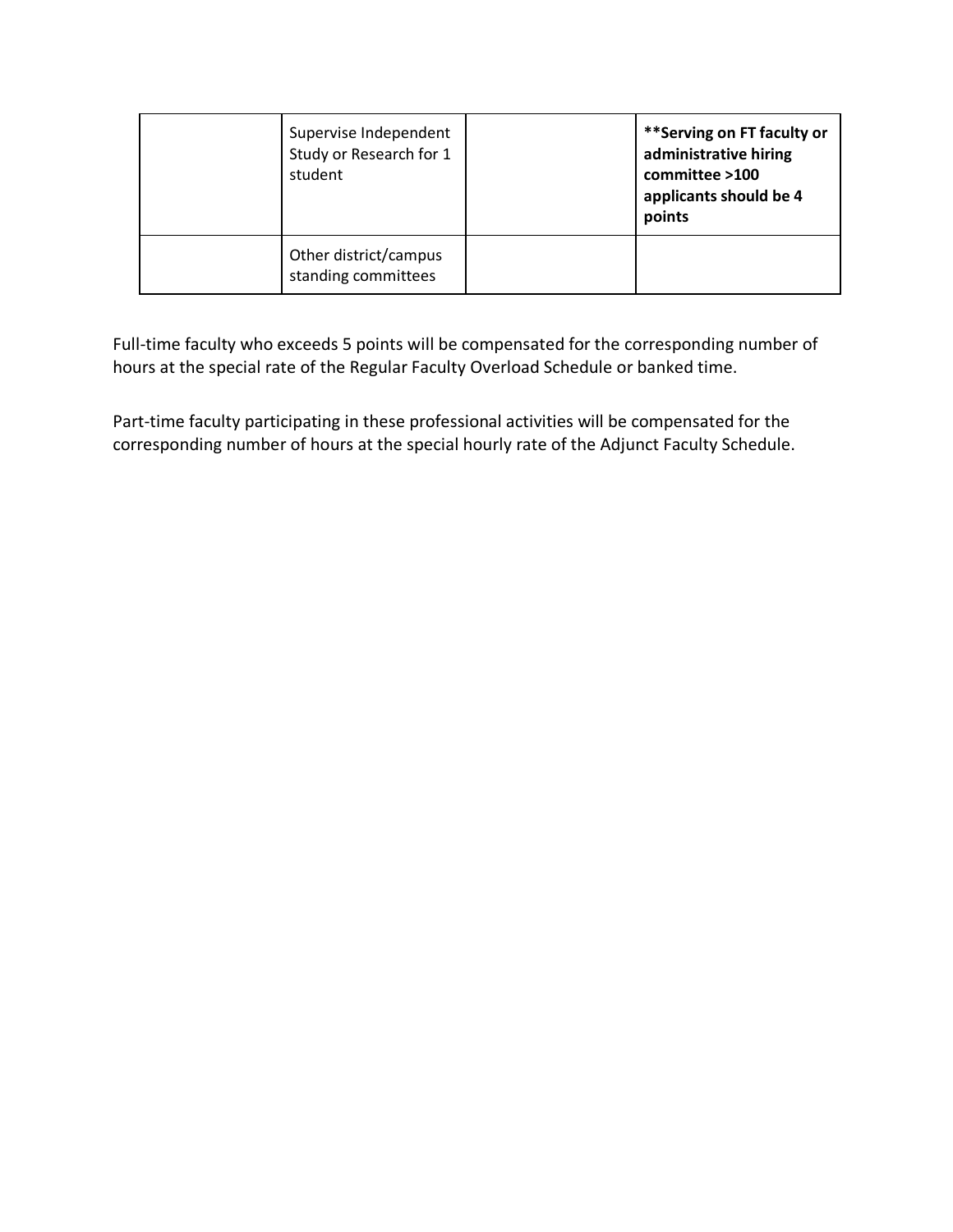| | | | |
|---|---|---|---|
| | Supervise Independent Study or Research for 1 student | | **\*\*Serving on FT faculty or administrative hiring committee >100 applicants should be 4 points** |
| | Other district/campus standing committees | | |

Full-time faculty who exceeds 5 points will be compensated for the corresponding number of hours at the special rate of the Regular Faculty Overload Schedule or banked time.

Part-time faculty participating in these professional activities will be compensated for the corresponding number of hours at the special hourly rate of the Adjunct Faculty Schedule.